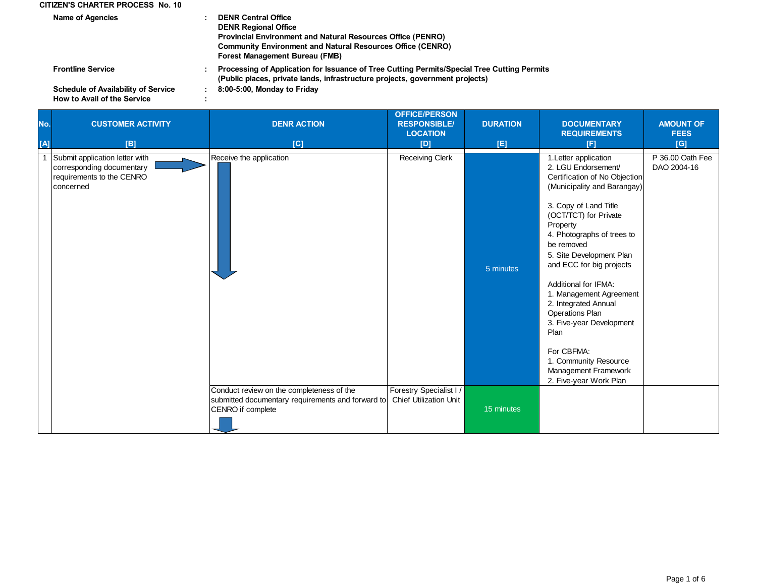**CITIZEN'S CHARTER PROCESS No. 10**

| | | |
|---|---|---|
| **Name of Agencies** | : | **DENR Central Office**<br>**DENR Regional Office**<br>**Provincial Environment and Natural Resources Office (PENRO)**<br>**Community Environment and Natural Resources Office (CENRO)**<br>**Forest Management Bureau (FMB)** |
| **Frontline Service** | : | **Processing of Application for Issuance of Tree Cutting Permits/Special Tree Cutting Permits (Public places, private lands, infrastructure projects, government projects)** |
| **Schedule of Availability of Service** | : | **8:00-5:00, Monday to Friday** |
| **How to Avail of the Service** | : | |

| No.<br>[A] | CUSTOMER ACTIVITY<br>[B] | DENR ACTION<br>[C] | OFFICE/PERSON RESPONSIBLE/ LOCATION<br>[D] | DURATION<br>[E] | DOCUMENTARY REQUIREMENTS<br>[F] | AMOUNT OF FEES<br>[G] |
|---|---|---|---|---|---|---|
| 1 | Submit application letter with corresponding documentary requirements to the CENRO concerned | Receive the application | Receiving Clerk | 5 minutes | 1.Letter application<br>2. LGU Endorsement/ Certification of No Objection (Municipality and Barangay)<br><br>3. Copy of Land Title (OCT/TCT) for Private Property<br>4. Photographs of trees to be removed<br>5. Site Development Plan and ECC for big projects<br><br>Additional for IFMA:<br>1. Management Agreement<br>2. Integrated Annual Operations Plan<br>3. Five-year Development Plan<br><br>For CBFMA:<br>1. Community Resource Management Framework<br>2. Five-year Work Plan | P 36.00 Oath Fee DAO 2004-16 |
| | | Conduct review on the completeness of the submitted documentary requirements and forward to CENRO if complete | Forestry Specialist I / Chief Utilization Unit | 15 minutes | | |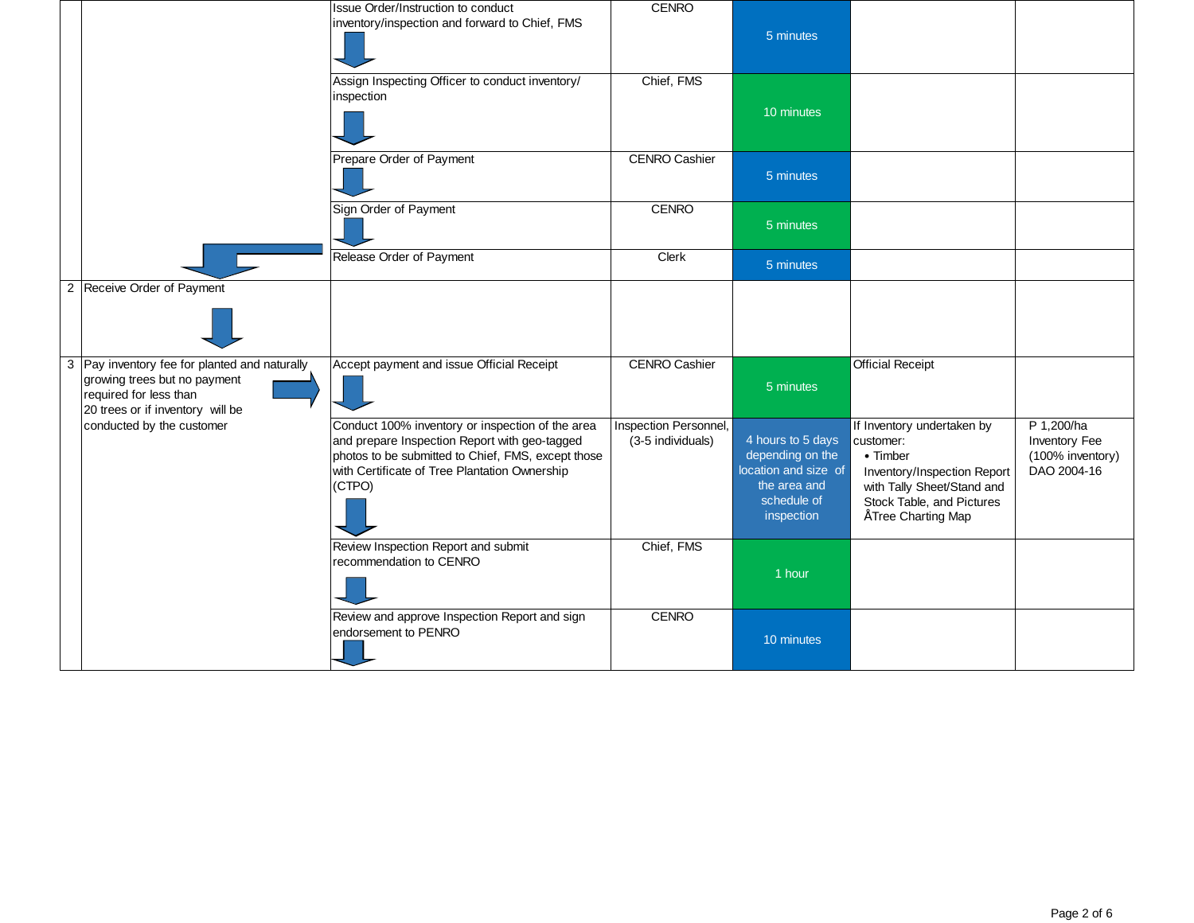| | | | | | | |
|---|---|---|---|---|---|---|
| | | Issue Order/Instruction to conduct inventory/inspection and forward to Chief, FMS | CENRO | 5 minutes | | |
| | | Assign Inspecting Officer to conduct inventory/ inspection | Chief, FMS | 10 minutes | | |
| | | Prepare Order of Payment | CENRO Cashier | 5 minutes | | |
| | | Sign Order of Payment | CENRO | 5 minutes | | |
| | | Release Order of Payment | Clerk | 5 minutes | | |
| 2 | Receive Order of Payment | | | | | |
| 3 | Pay inventory fee for planted and naturally growing trees but no payment required for less than 20 trees or if inventory will be conducted by the customer | Accept payment and issue Official Receipt | CENRO Cashier | 5 minutes | Official Receipt | |
| | | Conduct 100% inventory or inspection of the area and prepare Inspection Report with geo-tagged photos to be submitted to Chief, FMS, except those with Certificate of Tree Plantation Ownership (CTPO) | Inspection Personnel, (3-5 individuals) | 4 hours to 5 days depending on the location and size of the area and schedule of inspection | If Inventory undertaken by customer:<br>• Timber Inventory/Inspection Report with Tally Sheet/Stand and Stock Table, and Pictures<br>ÅTree Charting Map | P 1,200/ha Inventory Fee (100% inventory) DAO 2004-16 |
| | | Review Inspection Report and submit recommendation to CENRO | Chief, FMS | 1 hour | | |
| | | Review and approve Inspection Report and sign endorsement to PENRO | CENRO | 10 minutes | | |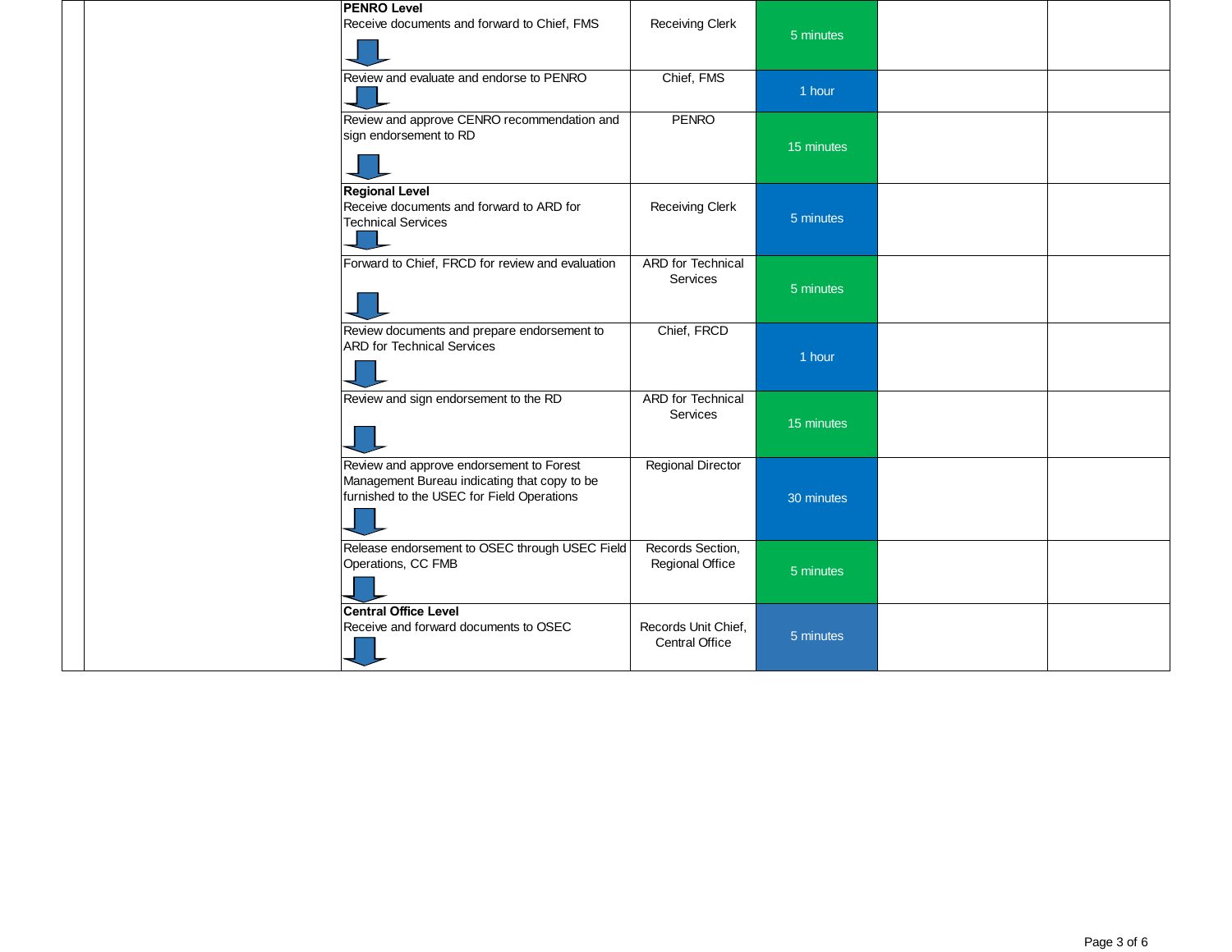| | | | | | | |
|---|---|---|---|---|---|---|
| | | **PENRO Level**<br>Receive documents and forward to Chief, FMS | Receiving Clerk | 5 minutes | | |
| | | Review and evaluate and endorse to PENRO | Chief, FMS | 1 hour | | |
| | | Review and approve CENRO recommendation and sign endorsement to RD | PENRO | 15 minutes | | |
| | | **Regional Level**<br>Receive documents and forward to ARD for Technical Services | Receiving Clerk | 5 minutes | | |
| | | Forward to Chief, FRCD for review and evaluation | ARD for Technical Services | 5 minutes | | |
| | | Review documents and prepare endorsement to ARD for Technical Services | Chief, FRCD | 1 hour | | |
| | | Review and sign endorsement to the RD | ARD for Technical Services | 15 minutes | | |
| | | Review and approve endorsement to Forest Management Bureau indicating that copy to be furnished to the USEC for Field Operations | Regional Director | 30 minutes | | |
| | | Release endorsement to OSEC through USEC Field Operations, CC FMB | Records Section, Regional Office | 5 minutes | | |
| | | **Central Office Level**<br>Receive and forward documents to OSEC | Records Unit Chief, Central Office | 5 minutes | | |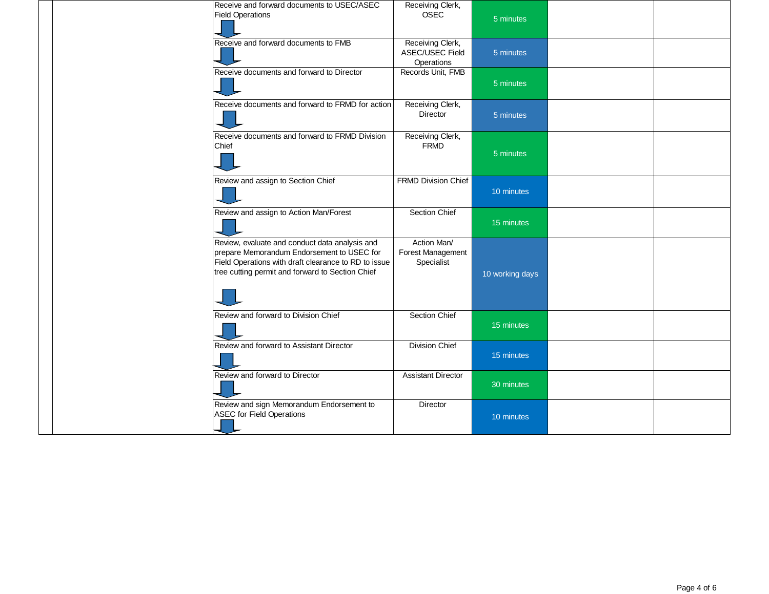| | | | | | | |
|---|---|---|---|---|---|---|
| | | Receive and forward documents to USEC/ASEC Field Operations | Receiving Clerk, OSEC | 5 minutes | | |
| | | Receive and forward documents to FMB | Receiving Clerk, ASEC/USEC Field Operations | 5 minutes | | |
| | | Receive documents and forward to Director | Records Unit, FMB | 5 minutes | | |
| | | Receive documents and forward to FRMD for action | Receiving Clerk, Director | 5 minutes | | |
| | | Receive documents and forward to FRMD Division Chief | Receiving Clerk, FRMD | 5 minutes | | |
| | | Review and assign to Section Chief | FRMD Division Chief | 10 minutes | | |
| | | Review and assign to Action Man/Forest | Section Chief | 15 minutes | | |
| | | Review, evaluate and conduct data analysis and prepare Memorandum Endorsement to USEC for Field Operations with draft clearance to RD to issue tree cutting permit and forward to Section Chief | Action Man/ Forest Management Specialist | 10 working days | | |
| | | Review and forward to Division Chief | Section Chief | 15 minutes | | |
| | | Review and forward to Assistant Director | Division Chief | 15 minutes | | |
| | | Review and forward to Director | Assistant Director | 30 minutes | | |
| | | Review and sign Memorandum Endorsement to ASEC for Field Operations | Director | 10 minutes | | |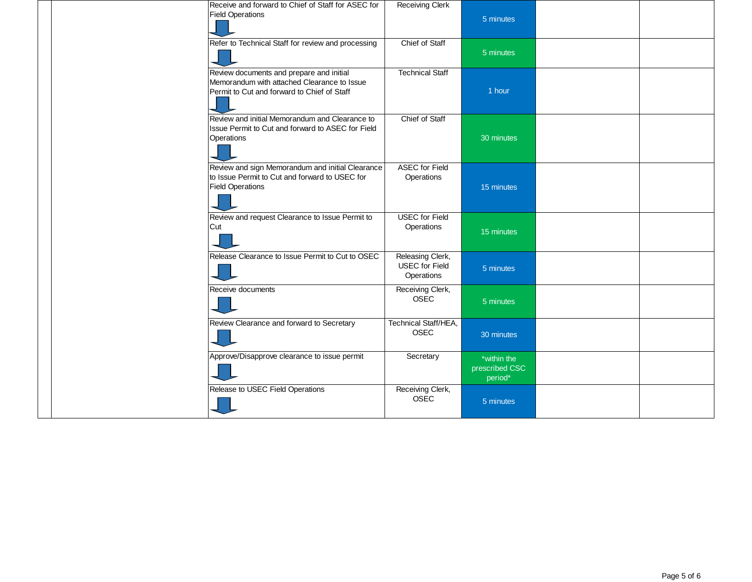| | | | | | | |
|---|---|---|---|---|---|---|
| | | Receive and forward to Chief of Staff for ASEC for Field Operations | Receiving Clerk | 5 minutes | | |
| | | Refer to Technical Staff for review and processing | Chief of Staff | 5 minutes | | |
| | | Review documents and prepare and initial Memorandum with attached Clearance to Issue Permit to Cut and forward to Chief of Staff | Technical Staff | 1 hour | | |
| | | Review and initial Memorandum and Clearance to Issue Permit to Cut and forward to ASEC for Field Operations | Chief of Staff | 30 minutes | | |
| | | Review and sign Memorandum and initial Clearance to Issue Permit to Cut and forward to USEC for Field Operations | ASEC for Field Operations | 15 minutes | | |
| | | Review and request Clearance to Issue Permit to Cut | USEC for Field Operations | 15 minutes | | |
| | | Release Clearance to Issue Permit to Cut to OSEC | Releasing Clerk, USEC for Field Operations | 5 minutes | | |
| | | Receive documents | Receiving Clerk, OSEC | 5 minutes | | |
| | | Review Clearance and forward to Secretary | Technical Staff/HEA, OSEC | 30 minutes | | |
| | | Approve/Disapprove clearance to issue permit | Secretary | *within the prescribed CSC period* | | |
| | | Release to USEC Field Operations | Receiving Clerk, OSEC | 5 minutes | | |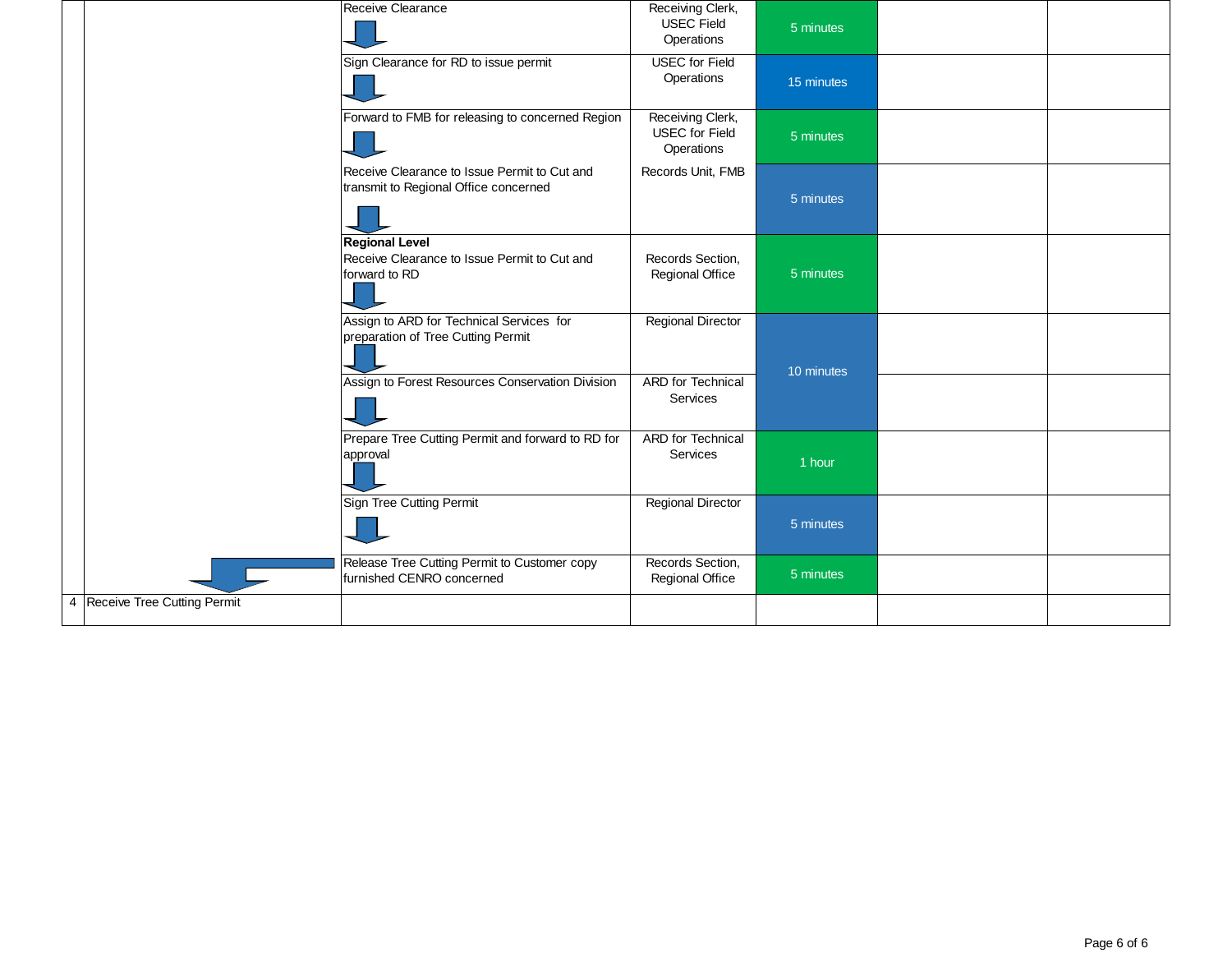| | | | | | | |
|---|---|---|---|---|---|---|
| | | Receive Clearance | Receiving Clerk, USEC Field Operations | 5 minutes | | |
| | | Sign Clearance for RD to issue permit | USEC for Field Operations | 15 minutes | | |
| | | Forward to FMB for releasing to concerned Region | Receiving Clerk, USEC for Field Operations | 5 minutes | | |
| | | Receive Clearance to Issue Permit to Cut and transmit to Regional Office concerned | Records Unit, FMB | 5 minutes | | |
| | | **Regional Level** Receive Clearance to Issue Permit to Cut and forward to RD | Records Section, Regional Office | 5 minutes | | |
| | | Assign to ARD for Technical Services for preparation of Tree Cutting Permit | Regional Director | 10 minutes | | |
| | | Assign to Forest Resources Conservation Division | ARD for Technical Services | | | |
| | | Prepare Tree Cutting Permit and forward to RD for approval | ARD for Technical Services | 1 hour | | |
| | | Sign Tree Cutting Permit | Regional Director | 5 minutes | | |
| | | Release Tree Cutting Permit to Customer copy furnished CENRO concerned | Records Section, Regional Office | 5 minutes | | |
| 4 | Receive Tree Cutting Permit | | | | | |